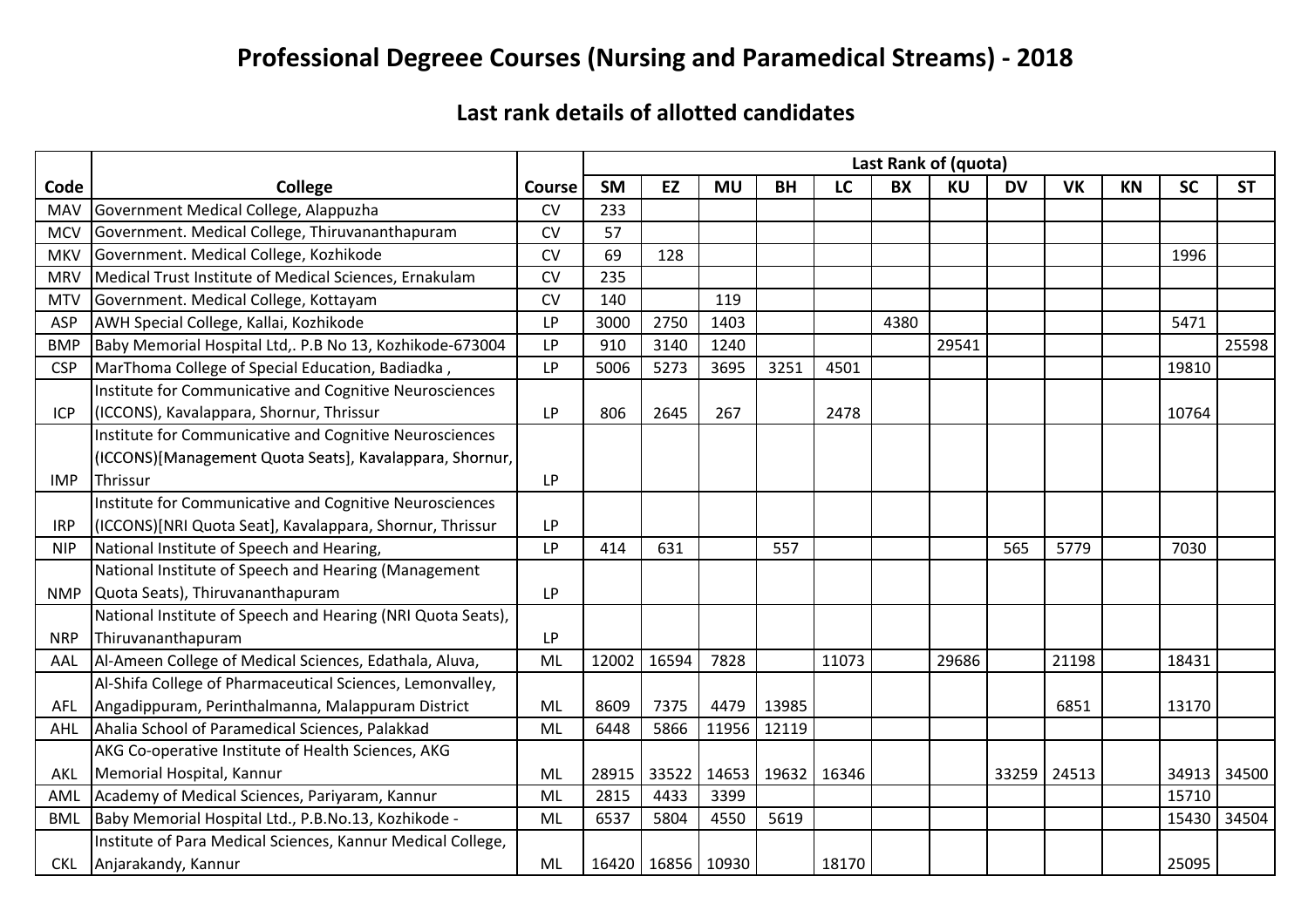# Professional Degreee Courses (Nursing and Paramedical Streams) - 2018

## Last rank details of allotted candidates

| Code | College | Course | Last Rank of (quota) | | | | | | | | | | | |
|---|---|---|---|---|---|---|---|---|---|---|---|---|---|---|
| | | | SM | EZ | MU | BH | LC | BX | KU | DV | VK | KN | SC | ST |
| MAV | Government Medical College, Alappuzha | CV | 233 | | | | | | | | | | | |
| MCV | Government. Medical College, Thiruvananthapuram | CV | 57 | | | | | | | | | | | |
| MKV | Government. Medical College, Kozhikode | CV | 69 | 128 | | | | | | | | | 1996 | |
| MRV | Medical Trust Institute of Medical Sciences, Ernakulam | CV | 235 | | | | | | | | | | | |
| MTV | Government. Medical Callege, Kottayam | CV | 140 | | 119 | | | | | | | | | |
| ASP | AWH Special College, Kallai, Kozhikode | LP | 3000 | 2750 | 1403 | | | 4380 | | | | | 5471 | |
| BMP | Baby Memorial Hospital Ltd,. P.B No 13, Kozhikode-673004 | LP | 910 | 3140 | 1240 | | | | 29541 | | | | | 25598 |
| CSP | MarThoma College of Special Education, Badiadka , | LP | 5006 | 5273 | 3695 | 3251 | 4501 | | | | | | 19810 | |
| ICP | Institute for Communicative and Cognitive Neurosciences (ICCONS), Kavalappara, Shornur, Thrissur | LP | 806 | 2645 | 267 | | 2478 | | | | | | 10764 | |
| IMP | Institute for Communicative and Cognitive Neurosciences (ICCONS)[Management Quota Seats], Kavalappara, Shornur, Thrissur | LP | | | | | | | | | | | | |
| IRP | Institute for Communicative and Cognitive Neurosciences (ICCONS)[NRI Quota Seat], Kavalappara, Shornur, Thrissur | LP | | | | | | | | | | | | |
| NIP | National Institute of Speech and Hearing, | LP | 414 | 631 | | 557 | | | | 565 | 5779 | | 7030 | |
| NMP | National Institute of Speech and Hearing (Management Quota Seats), Thiruvananthapuram | LP | | | | | | | | | | | | |
| NRP | National Institute of Speech and Hearing (NRI Quota Seats), Thiruvananthapuram | LP | | | | | | | | | | | | |
| AAL | Al-Ameen College of Medical Sciences, Edathala, Aluva, | ML | 12002 | 16594 | 7828 | | 11073 | | 29686 | | 21198 | | 18431 | |
| AFL | Al-Shifa College of Pharmaceutical Sciences, Lemonvalley, Angadippuram, Perinthalmanna, Malappuram District | ML | 8609 | 7375 | 4479 | 13985 | | | | | 6851 | | 13170 | |
| AHL | Ahalia School of Paramedical Sciences, Palakkad | ML | 6448 | 5866 | 11956 | 12119 | | | | | | | | |
| AKL | AKG Co-operative Institute of Health Sciences, AKG Memorial Hospital, Kannur | ML | 28915 | 33522 | 14653 | 19632 | 16346 | | | 33259 | 24513 | | 34913 | 34500 |
| AML | Academy of Medical Sciences, Pariyaram, Kannur | ML | 2815 | 4433 | 3399 | | | | | | | | 15710 | |
| BML | Baby Memorial Hospital Ltd., P.B.No.13, Kozhikode - | ML | 6537 | 5804 | 4550 | 5619 | | | | | | | 15430 | 34504 |
| CKL | Institute of Para Medical Sciences, Kannur Medical College, Anjarakandy, Kannur | ML | 16420 | 16856 | 10930 | | 18170 | | | | | | 25095 | |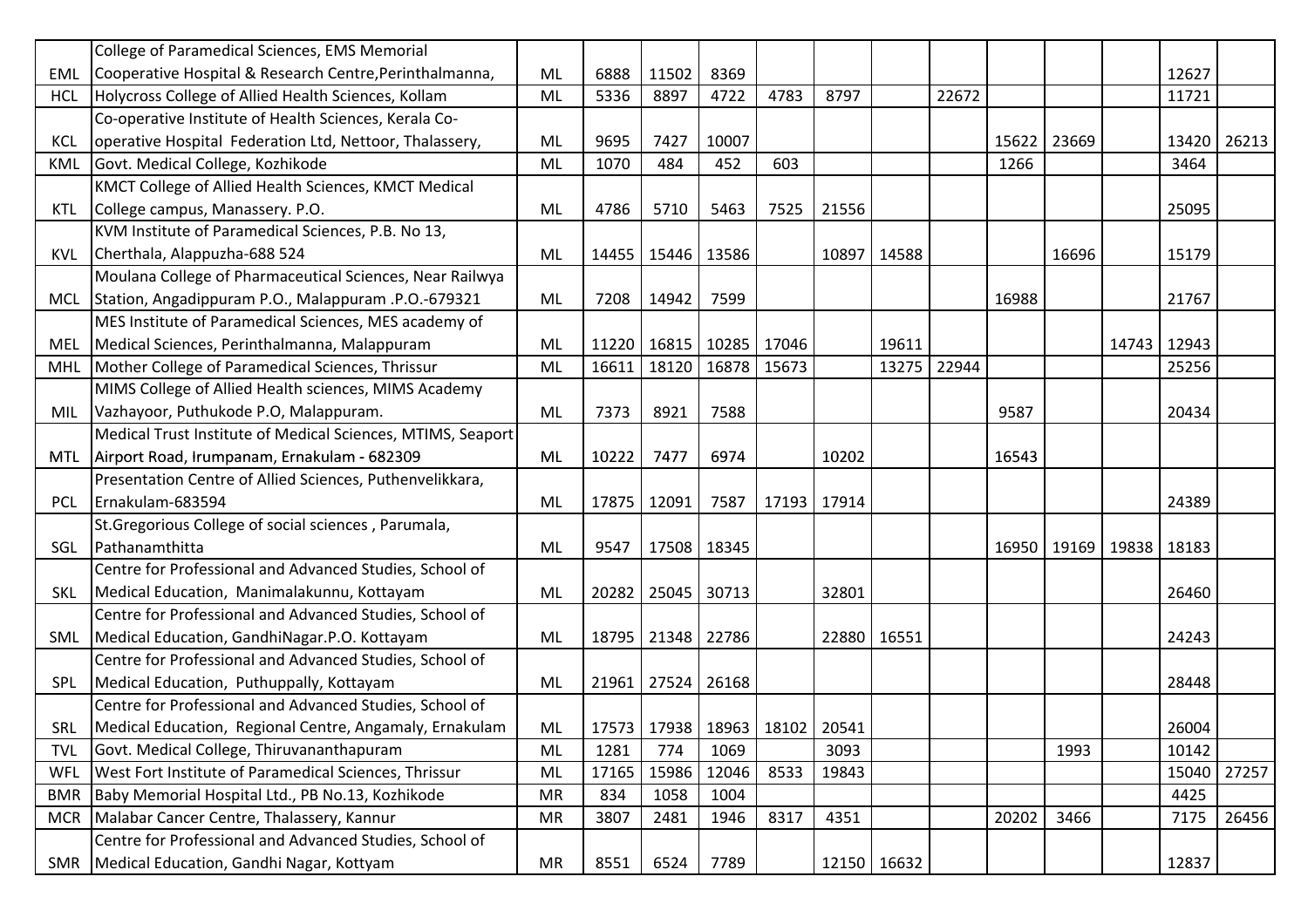| | | | | | | | | | | | | | | |
|---|---|---|---|---|---|---|---|---|---|---|---|---|---|---|
| EML | College of Paramedical Sciences, EMS Memorial Cooperative Hospital & Research Centre,Perinthalmanna, | ML | 6888 | 11502 | 8369 | | | | | | | | 12627 | |
| HCL | Holycross College of Allied Health Sciences, Kollam | ML | 5336 | 8897 | 4722 | 4783 | 8797 | | 22672 | | | | 11721 | |
| KCL | Co-operative Institute of Health Sciences, Kerala Co-operative Hospital Federation Ltd, Nettoor, Thalassery, | ML | 9695 | 7427 | 10007 | | | | | 15622 | 23669 | | 13420 | 26213 |
| KML | Govt. Medical College, Kozhikode | ML | 1070 | 484 | 452 | 603 | | | | 1266 | | | 3464 | |
| KTL | KMCT College of Allied Health Sciences, KMCT Medical College campus, Manassery. P.O. | ML | 4786 | 5710 | 5463 | 7525 | 21556 | | | | | | 25095 | |
| KVL | KVM Institute of Paramedical Sciences, P.B. No 13, Cherthala, Alappuzha-688 524 | ML | 14455 | 15446 | 13586 | | 10897 | 14588 | | | 16696 | | 15179 | |
| MCL | Moulana College of Pharmaceutical Sciences, Near Railwya Station, Angadippuram P.O., Malappuram .P.O.-679321 | ML | 7208 | 14942 | 7599 | | | | | 16988 | | | 21767 | |
| MEL | MES Institute of Paramedical Sciences, MES academy of Medical Sciences, Perinthalmanna, Malappuram | ML | 11220 | 16815 | 10285 | 17046 | | 19611 | | | | 14743 | 12943 | |
| MHL | Mother College of Paramedical Sciences, Thrissur | ML | 16611 | 18120 | 16878 | 15673 | | 13275 | 22944 | | | | 25256 | |
| MIL | MIMS College of Allied Health sciences, MIMS Academy Vazhayoor, Puthukode P.O, Malappuram. | ML | 7373 | 8921 | 7588 | | | | | 9587 | | | 20434 | |
| MTL | Medical Trust Institute of Medical Sciences, MTIMS, Seaport Airport Road, Irumpanam, Ernakulam - 682309 | ML | 10222 | 7477 | 6974 | | 10202 | | | 16543 | | | | |
| PCL | Presentation Centre of Allied Sciences, Puthenvelikkara, Ernakulam-683594 | ML | 17875 | 12091 | 7587 | 17193 | 17914 | | | | | | 24389 | |
| SGL | St.Gregorious College of social sciences , Parumala, Pathanamthitta | ML | 9547 | 17508 | 18345 | | | | | 16950 | 19169 | 19838 | 18183 | |
| SKL | Centre for Professional and Advanced Studies, School of Medical Education, Manimalakunnu, Kottayam | ML | 20282 | 25045 | 30713 | | 32801 | | | | | | 26460 | |
| SML | Centre for Professional and Advanced Studies, School of Medical Education, GandhiNagar.P.O. Kottayam | ML | 18795 | 21348 | 22786 | | 22880 | 16551 | | | | | 24243 | |
| SPL | Centre for Professional and Advanced Studies, School of Medical Education, Puthuppally, Kottayam | ML | 21961 | 27524 | 26168 | | | | | | | | 28448 | |
| SRL | Centre for Professional and Advanced Studies, School of Medical Education, Regional Centre, Angamaly, Ernakulam | ML | 17573 | 17938 | 18963 | 18102 | 20541 | | | | | | 26004 | |
| TVL | Govt. Medical College, Thiruvananthapuram | ML | 1281 | 774 | 1069 | | 3093 | | | | 1993 | | 10142 | |
| WFL | West Fort Institute of Paramedical Sciences, Thrissur | ML | 17165 | 15986 | 12046 | 8533 | 19843 | | | | | | 15040 | 27257 |
| BMR | Baby Memorial Hospital Ltd., PB No.13, Kozhikode | MR | 834 | 1058 | 1004 | | | | | | | | 4425 | |
| MCR | Malabar Cancer Centre, Thalassery, Kannur | MR | 3807 | 2481 | 1946 | 8317 | 4351 | | | 20202 | 3466 | | 7175 | 26456 |
| SMR | Centre for Professional and Advanced Studies, School of Medical Education, Gandhi Nagar, Kottyam | MR | 8551 | 6524 | 7789 | | 12150 | 16632 | | | | | 12837 | |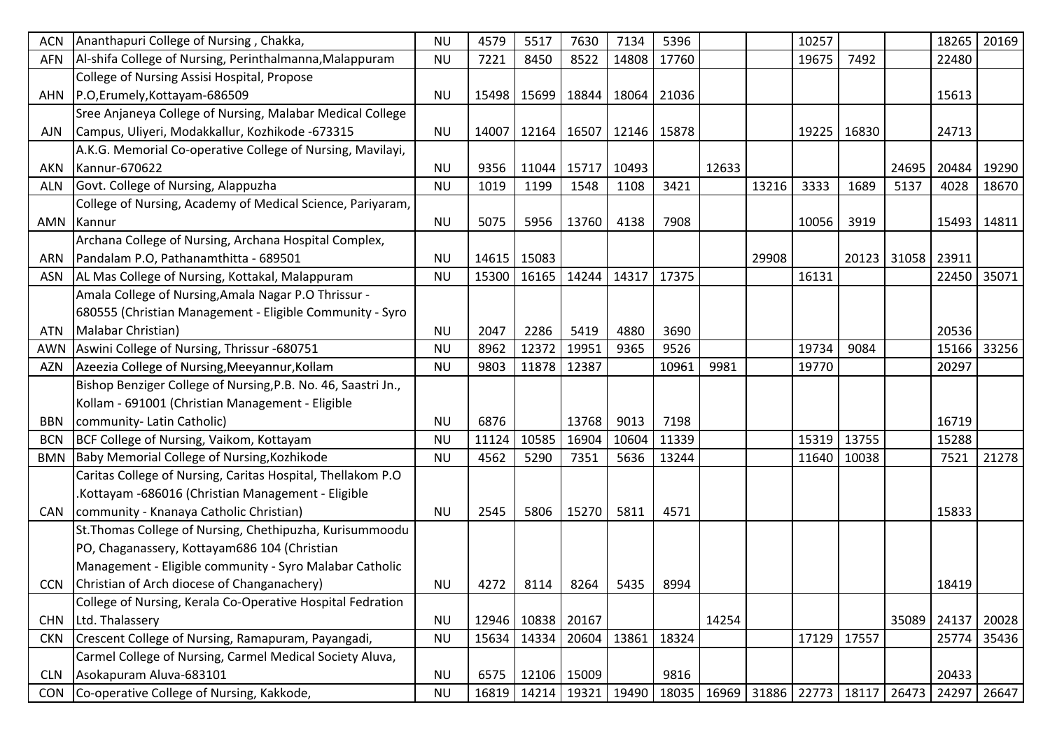| | | | | | | | | | | | | | | |
|---|---|---|---|---|---|---|---|---|---|---|---|---|---|---|
| ACN | Ananthapuri College of Nursing , Chakka, | NU | 4579 | 5517 | 7630 | 7134 | 5396 | | | 10257 | | | 18265 | 20169 |
| AFN | Al-shifa College of Nursing, Perinthalmanna,Malappuram | NU | 7221 | 8450 | 8522 | 14808 | 17760 | | | 19675 | 7492 | | 22480 | |
| AHN | College of Nursing Assisi Hospital, Propose P.O,Erumely,Kottayam-686509 | NU | 15498 | 15699 | 18844 | 18064 | 21036 | | | | | | 15613 | |
| AJN | Sree Anjaneya College of Nursing, Malabar Medical College Campus, Uliyeri, Modakkallur, Kozhikode -673315 | NU | 14007 | 12164 | 16507 | 12146 | 15878 | | | 19225 | 16830 | | 24713 | |
| AKN | A.K.G. Memorial Co-operative College of Nursing, Mavilayi, Kannur-670622 | NU | 9356 | 11044 | 15717 | 10493 | | 12633 | | | | 24695 | 20484 | 19290 |
| ALN | Govt. College of Nursing, Alappuzha | NU | 1019 | 1199 | 1548 | 1108 | 3421 | | 13216 | 3333 | 1689 | 5137 | 4028 | 18670 |
| AMN | College of Nursing, Academy of Medical Science, Pariyaram, Kannur | NU | 5075 | 5956 | 13760 | 4138 | 7908 | | | 10056 | 3919 | | 15493 | 14811 |
| ARN | Archana College of Nursing, Archana Hospital Complex, Pandalam P.O, Pathanamthitta - 689501 | NU | 14615 | 15083 | | | | | 29908 | | 20123 | 31058 | 23911 | |
| ASN | AL Mas College of Nursing, Kottakal, Malappuram | NU | 15300 | 16165 | 14244 | 14317 | 17375 | | | 16131 | | | 22450 | 35071 |
| ATN | Amala College of Nursing,Amala Nagar P.O Thrissur - 680555 (Christian Management - Eligible Community - Syro Malabar Christian) | NU | 2047 | 2286 | 5419 | 4880 | 3690 | | | | | | 20536 | |
| AWN | Aswini College of Nursing, Thrissur -680751 | NU | 8962 | 12372 | 19951 | 9365 | 9526 | | | 19734 | 9084 | | 15166 | 33256 |
| AZN | Azeezia College of Nursing,Meeyannur,Kollam | NU | 9803 | 11878 | 12387 | | 10961 | 9981 | | 19770 | | | 20297 | |
| BBN | Bishop Benziger College of Nursing,P.B. No. 46, Saastri Jn., Kollam - 691001 (Christian Management - Eligible community- Latin Catholic) | NU | 6876 | | 13768 | 9013 | 7198 | | | | | | 16719 | |
| BCN | BCF College of Nursing, Vaikom, Kottayam | NU | 11124 | 10585 | 16904 | 10604 | 11339 | | | 15319 | 13755 | | 15288 | |
| BMN | Baby Memorial College of Nursing,Kozhikode | NU | 4562 | 5290 | 7351 | 5636 | 13244 | | | 11640 | 10038 | | 7521 | 21278 |
| CAN | Caritas College of Nursing, Caritas Hospital, Thellakom P.O .Kottayam -686016 (Christian Management - Eligible community - Knanaya Catholic Christian) | NU | 2545 | 5806 | 15270 | 5811 | 4571 | | | | | | 15833 | |
| CCN | St.Thomas College of Nursing, Chethipuzha, Kurisummoodu PO, Chaganassery, Kottayam686 104 (Christian Management - Eligible community - Syro Malabar Catholic Christian of Arch diocese of Changanachery) | NU | 4272 | 8114 | 8264 | 5435 | 8994 | | | | | | 18419 | |
| CHN | College of Nursing, Kerala Co-Operative Hospital Fedration Ltd. Thalassery | NU | 12946 | 10838 | 20167 | | | 14254 | | | | 35089 | 24137 | 20028 |
| CKN | Crescent College of Nursing, Ramapuram, Payangadi, | NU | 15634 | 14334 | 20604 | 13861 | 18324 | | | 17129 | 17557 | | 25774 | 35436 |
| CLN | Carmel College of Nursing, Carmel Medical Society Aluva, Asokapuram Aluva-683101 | NU | 6575 | 12106 | 15009 | | 9816 | | | | | | 20433 | |
| CON | Co-operative College of Nursing, Kakkode, | NU | 16819 | 14214 | 19321 | 19490 | 18035 | 16969 | 31886 | 22773 | 18117 | 26473 | 24297 | 26647 |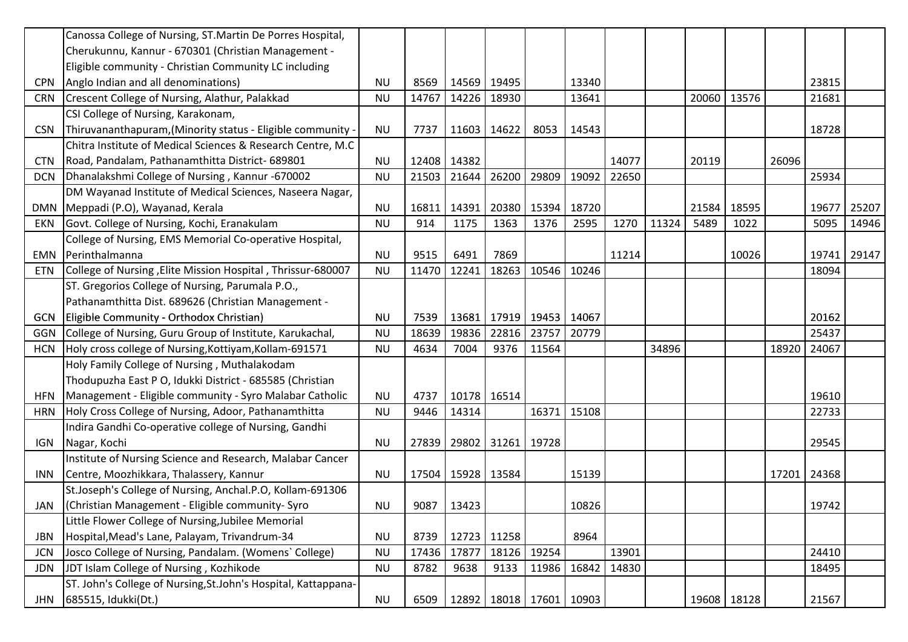| | | | | | | | | | | | | | | |
|---|---|---|---|---|---|---|---|---|---|---|---|---|---|---|
| CPN | Canossa College of Nursing, ST.Martin De Porres Hospital, Cherukunnu, Kannur - 670301 (Christian Management - Eligible community - Christian Community LC including Anglo Indian and all denominations) | NU | 8569 | 14569 | 19495 | | 13340 | | | | | | 23815 | |
| CRN | Crescent College of Nursing, Alathur, Palakkad | NU | 14767 | 14226 | 18930 | | 13641 | | | 20060 | 13576 | | 21681 | |
| CSN | CSI College of Nursing, Karakonam, Thiruvananthapuram,(Minority status - Eligible community - | NU | 7737 | 11603 | 14622 | 8053 | 14543 | | | | | | 18728 | |
| CTN | Chitra Institute of Medical Sciences & Research Centre, M.C Road, Pandalam, Pathanamthitta District- 689801 | NU | 12408 | 14382 | | | | 14077 | | 20119 | | 26096 | | |
| DCN | Dhanalakshmi College of Nursing , Kannur -670002 | NU | 21503 | 21644 | 26200 | 29809 | 19092 | 22650 | | | | | 25934 | |
| DMN | DM Wayanad Institute of Medical Sciences, Naseera Nagar, Meppadi (P.O), Wayanad, Kerala | NU | 16811 | 14391 | 20380 | 15394 | 18720 | | | 21584 | 18595 | | 19677 | 25207 |
| EKN | Govt. College of Nursing, Kochi, Eranakulam | NU | 914 | 1175 | 1363 | 1376 | 2595 | 1270 | 11324 | 5489 | 1022 | | 5095 | 14946 |
| EMN | College of Nursing, EMS Memorial Co-operative Hospital, Perinthalmanna | NU | 9515 | 6491 | 7869 | | | 11214 | | | 10026 | | 19741 | 29147 |
| ETN | College of Nursing ,Elite Mission Hospital , Thrissur-680007 | NU | 11470 | 12241 | 18263 | 10546 | 10246 | | | | | | 18094 | |
| GCN | ST. Gregorios College of Nursing, Parumala P.O., Pathanamthitta Dist. 689626 (Christian Management - Eligible Community - Orthodox Christian) | NU | 7539 | 13681 | 17919 | 19453 | 14067 | | | | | | 20162 | |
| GGN | College of Nursing, Guru Group of Institute, Karukachal, | NU | 18639 | 19836 | 22816 | 23757 | 20779 | | | | | | 25437 | |
| HCN | Holy cross college of Nursing,Kottiyam,Kollam-691571 | NU | 4634 | 7004 | 9376 | 11564 | | | 34896 | | | 18920 | 24067 | |
| HFN | Holy Family College of Nursing , Muthalakodam Thodupuzha East P O, Idukki District - 685585 (Christian Management - Eligible community - Syro Malabar Catholic | NU | 4737 | 10178 | 16514 | | | | | | | | 19610 | |
| HRN | Holy Cross College of Nursing, Adoor, Pathanamthitta | NU | 9446 | 14314 | | 16371 | 15108 | | | | | | 22733 | |
| IGN | Indira Gandhi Co-operative college of Nursing, Gandhi Nagar, Kochi | NU | 27839 | 29802 | 31261 | 19728 | | | | | | | 29545 | |
| INN | Institute of Nursing Science and Research, Malabar Cancer Centre, Moozhikkara, Thalassery, Kannur | NU | 17504 | 15928 | 13584 | | 15139 | | | | | 17201 | 24368 | |
| JAN | St.Joseph's College of Nursing, Anchal.P.O, Kollam-691306 (Christian Management - Eligible community- Syro | NU | 9087 | 13423 | | | 10826 | | | | | | 19742 | |
| JBN | Little Flower College of Nursing,Jubilee Memorial Hospital,Mead's Lane, Palayam, Trivandrum-34 | NU | 8739 | 12723 | 11258 | | 8964 | | | | | | | |
| JCN | Josco College of Nursing, Pandalam. (Womens` College) | NU | 17436 | 17877 | 18126 | 19254 | | 13901 | | | | | 24410 | |
| JDN | JDT Islam College of Nursing , Kozhikode | NU | 8782 | 9638 | 9133 | 11986 | 16842 | 14830 | | | | | 18495 | |
| JHN | ST. John's College of Nursing,St.John's Hospital, Kattappana-685515, Idukki(Dt.) | NU | 6509 | 12892 | 18018 | 17601 | 10903 | | | 19608 | 18128 | | 21567 | |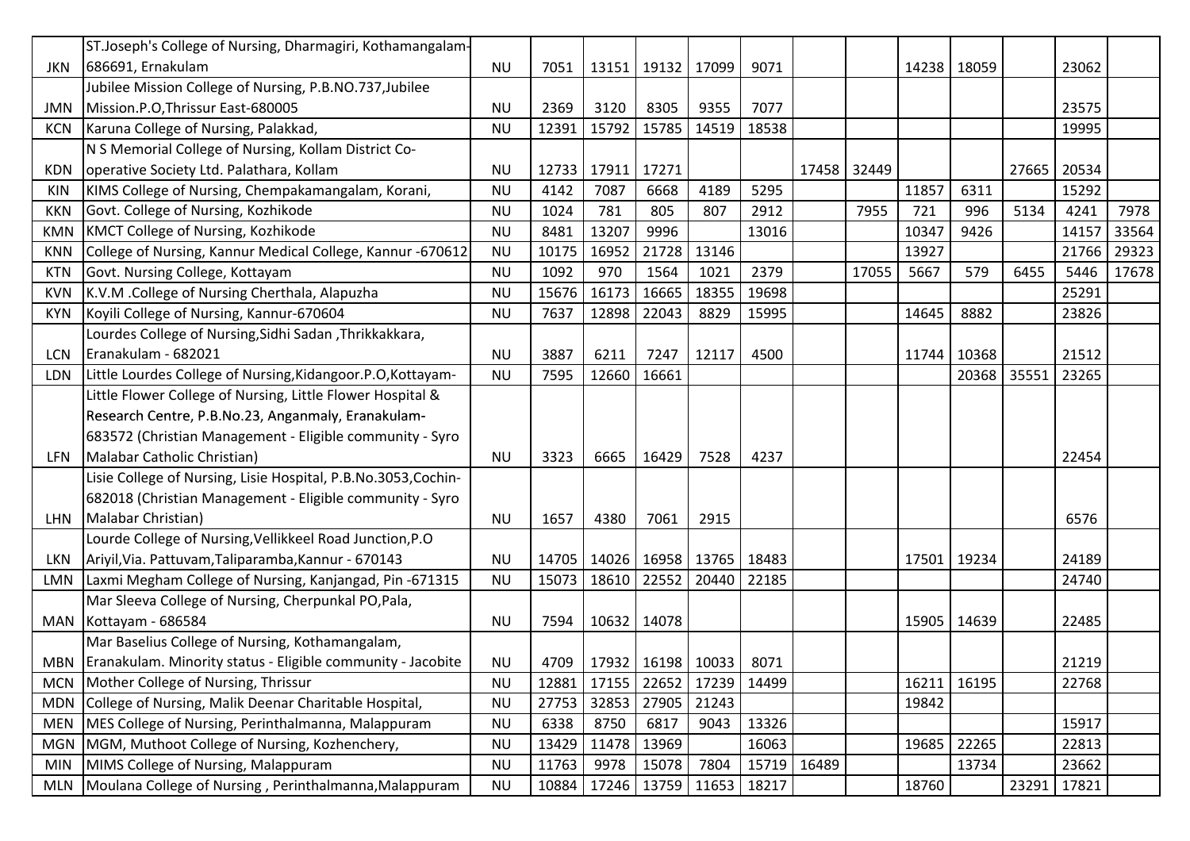| | | | | | | | | | | | | | | |
|---|---|---|---|---|---|---|---|---|---|---|---|---|---|---|
| JKN | ST.Joseph's College of Nursing, Dharmagiri, Kothamangalam-686691, Ernakulam | NU | 7051 | 13151 | 19132 | 17099 | 9071 | | | 14238 | 18059 | | 23062 | |
| JMN | Jubilee Mission College of Nursing, P.B.NO.737,Jubilee Mission.P.O,Thrissur East-680005 | NU | 2369 | 3120 | 8305 | 9355 | 7077 | | | | | | 23575 | |
| KCN | Karuna College of Nursing, Palakkad, | NU | 12391 | 15792 | 15785 | 14519 | 18538 | | | | | | 19995 | |
| KDN | N S Memorial College of Nursing, Kollam District Co-operative Society Ltd. Palathara, Kollam | NU | 12733 | 17911 | 17271 | | | 17458 | 32449 | | | 27665 | 20534 | |
| KIN | KIMS College of Nursing, Chempakamangalam, Korani, | NU | 4142 | 7087 | 6668 | 4189 | 5295 | | | 11857 | 6311 | | 15292 | |
| KKN | Govt. College of Nursing, Kozhikode | NU | 1024 | 781 | 805 | 807 | 2912 | | 7955 | 721 | 996 | 5134 | 4241 | 7978 |
| KMN | KMCT College of Nursing, Kozhikode | NU | 8481 | 13207 | 9996 | | 13016 | | | 10347 | 9426 | | 14157 | 33564 |
| KNN | College of Nursing, Kannur Medical College, Kannur -670612 | NU | 10175 | 16952 | 21728 | 13146 | | | | 13927 | | | 21766 | 29323 |
| KTN | Govt. Nursing College, Kottayam | NU | 1092 | 970 | 1564 | 1021 | 2379 | | 17055 | 5667 | 579 | 6455 | 5446 | 17678 |
| KVN | K.V.M .College of Nursing Cherthala, Alapuzha | NU | 15676 | 16173 | 16665 | 18355 | 19698 | | | | | | 25291 | |
| KYN | Koyili College of Nursing, Kannur-670604 | NU | 7637 | 12898 | 22043 | 8829 | 15995 | | | 14645 | 8882 | | 23826 | |
| LCN | Lourdes College of Nursing,Sidhi Sadan ,Thrikkakkara, Eranakulam - 682021 | NU | 3887 | 6211 | 7247 | 12117 | 4500 | | | 11744 | 10368 | | 21512 | |
| LDN | Little Lourdes College of Nursing,Kidangoor.P.O,Kottayam- | NU | 7595 | 12660 | 16661 | | | | | | 20368 | 35551 | 23265 | |
| LFN | Little Flower College of Nursing, Little Flower Hospital & Research Centre, P.B.No.23, Anganmaly, Eranakulam-683572 (Christian Management - Eligible community - Syro Malabar Catholic Christian) | NU | 3323 | 6665 | 16429 | 7528 | 4237 | | | | | | 22454 | |
| LHN | Lisie College of Nursing, Lisie Hospital, P.B.No.3053,Cochin-682018 (Christian Management - Eligible community - Syro Malabar Christian) | NU | 1657 | 4380 | 7061 | 2915 | | | | | | | 6576 | |
| LKN | Lourde College of Nursing,Vellikkeel Road Junction,P.O Ariyil,Via. Pattuvam,Taliparamba,Kannur - 670143 | NU | 14705 | 14026 | 16958 | 13765 | 18483 | | | 17501 | 19234 | | 24189 | |
| LMN | Laxmi Megham College of Nursing, Kanjangad, Pin -671315 | NU | 15073 | 18610 | 22552 | 20440 | 22185 | | | | | | 24740 | |
| MAN | Mar Sleeva College of Nursing, Cherpunkal PO,Pala, Kottayam - 686584 | NU | 7594 | 10632 | 14078 | | | | | 15905 | 14639 | | 22485 | |
| MBN | Mar Baselius College of Nursing, Kothamangalam, Eranakulam. Minority status - Eligible community - Jacobite | NU | 4709 | 17932 | 16198 | 10033 | 8071 | | | | | | 21219 | |
| MCN | Mother College of Nursing, Thrissur | NU | 12881 | 17155 | 22652 | 17239 | 14499 | | | 16211 | 16195 | | 22768 | |
| MDN | College of Nursing, Malik Deenar Charitable Hospital, | NU | 27753 | 32853 | 27905 | 21243 | | | | 19842 | | | | |
| MEN | MES College of Nursing, Perinthalmanna, Malappuram | NU | 6338 | 8750 | 6817 | 9043 | 13326 | | | | | | 15917 | |
| MGN | MGM, Muthoot College of Nursing, Kozhenchery, | NU | 13429 | 11478 | 13969 | | 16063 | | | 19685 | 22265 | | 22813 | |
| MIN | MIMS College of Nursing, Malappuram | NU | 11763 | 9978 | 15078 | 7804 | 15719 | 16489 | | | 13734 | | 23662 | |
| MLN | Moulana College of Nursing , Perinthalmanna,Malappuram | NU | 10884 | 17246 | 13759 | 11653 | 18217 | | | 18760 | | 23291 | 17821 | |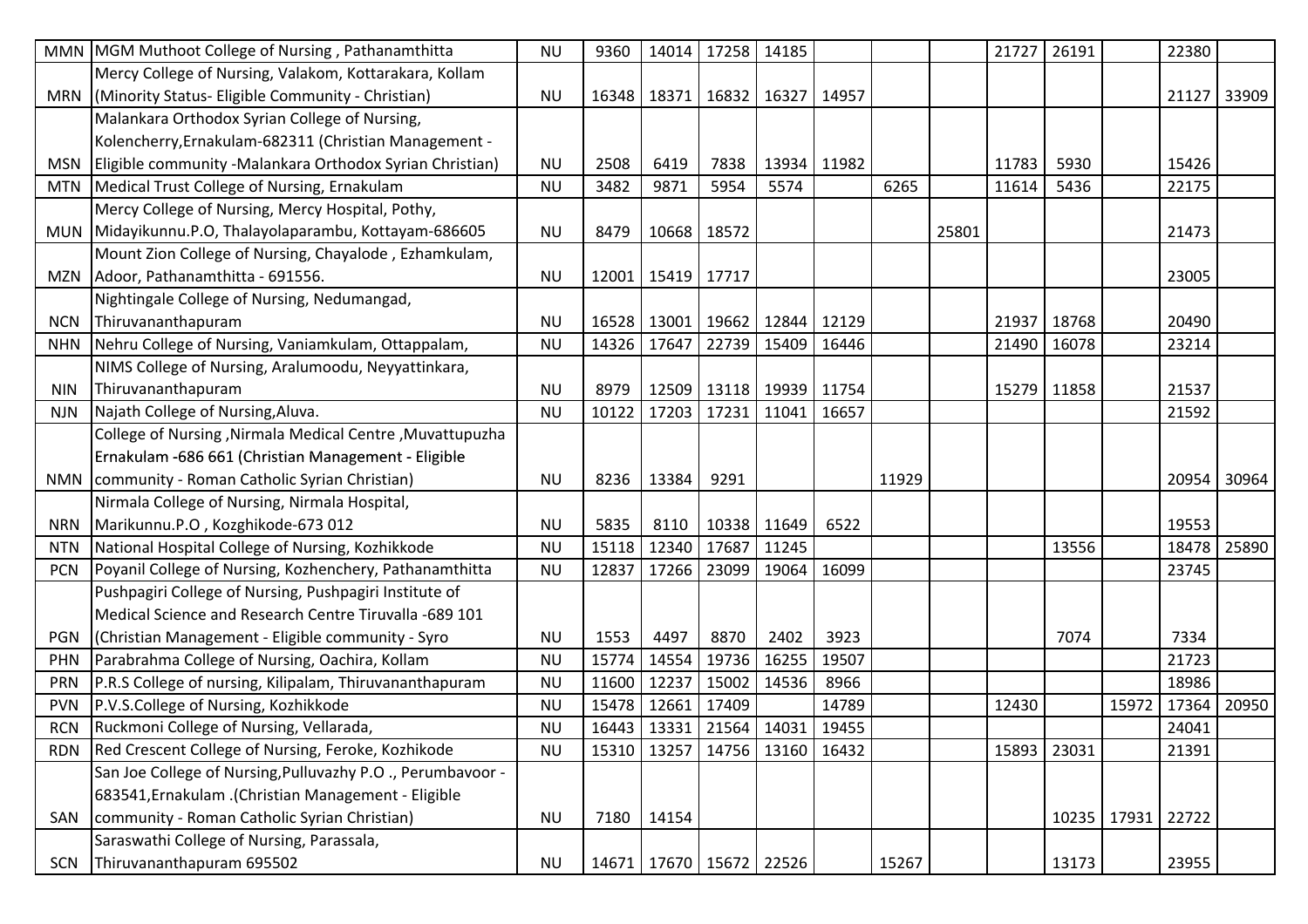| | | | | | | | | | | | | | | |
|---|---|---|---|---|---|---|---|---|---|---|---|---|---|---|
| MMN | MGM Muthoot College of Nursing , Pathanamthitta | NU | 9360 | 14014 | 17258 | 14185 | | | | 21727 | 26191 | | 22380 | |
| MRN | Mercy College of Nursing, Valakom, Kottarakara, Kollam (Minority Status- Eligible Community - Christian) | NU | 16348 | 18371 | 16832 | 16327 | 14957 | | | | | | 21127 | 33909 |
| MSN | Malankara Orthodox Syrian College of Nursing, Kolencherry,Ernakulam-682311 (Christian Management - Eligible community -Malankara Orthodox Syrian Christian) | NU | 2508 | 6419 | 7838 | 13934 | 11982 | | | 11783 | 5930 | | 15426 | |
| MTN | Medical Trust College of Nursing, Ernakulam | NU | 3482 | 9871 | 5954 | 5574 | | 6265 | | 11614 | 5436 | | 22175 | |
| MUN | Mercy College of Nursing, Mercy Hospital, Pothy, Midayikunnu.P.O, Thalayolaparambu, Kottayam-686605 | NU | 8479 | 10668 | 18572 | | | | 25801 | | | | 21473 | |
| MZN | Mount Zion College of Nursing, Chayalode , Ezhamkulam, Adoor, Pathanamthitta - 691556. | NU | 12001 | 15419 | 17717 | | | | | | | | 23005 | |
| NCN | Nightingale College of Nursing, Nedumangad, Thiruvananthapuram | NU | 16528 | 13001 | 19662 | 12844 | 12129 | | | 21937 | 18768 | | 20490 | |
| NHN | Nehru College of Nursing, Vaniamkulam, Ottappalam, | NU | 14326 | 17647 | 22739 | 15409 | 16446 | | | 21490 | 16078 | | 23214 | |
| NIN | NIMS College of Nursing, Aralumoodu, Neyyattinkara, Thiruvananthapuram | NU | 8979 | 12509 | 13118 | 19939 | 11754 | | | 15279 | 11858 | | 21537 | |
| NJN | Najath College of Nursing,Aluva. | NU | 10122 | 17203 | 17231 | 11041 | 16657 | | | | | | 21592 | |
| NMN | College of Nursing ,Nirmala Medical Centre ,Muvattupuzha Ernakulam -686 661 (Christian Management - Eligible community - Roman Catholic Syrian Christian) | NU | 8236 | 13384 | 9291 | | | 11929 | | | | | 20954 | 30964 |
| NRN | Nirmala College of Nursing, Nirmala Hospital, Marikunnu.P.O , Kozghikode-673 012 | NU | 5835 | 8110 | 10338 | 11649 | 6522 | | | | | | 19553 | |
| NTN | National Hospital College of Nursing, Kozhikkode | NU | 15118 | 12340 | 17687 | 11245 | | | | | 13556 | | 18478 | 25890 |
| PCN | Poyanil College of Nursing, Kozhenchery, Pathanamthitta | NU | 12837 | 17266 | 23099 | 19064 | 16099 | | | | | | 23745 | |
| PGN | Pushpagiri College of Nursing, Pushpagiri Institute of Medical Science and Research Centre Tiruvalla -689 101 (Christian Management - Eligible community - Syro | NU | 1553 | 4497 | 8870 | 2402 | 3923 | | | | 7074 | | 7334 | |
| PHN | Parabrahma College of Nursing, Oachira, Kollam | NU | 15774 | 14554 | 19736 | 16255 | 19507 | | | | | | 21723 | |
| PRN | P.R.S College of nursing, Kilipalam, Thiruvananthapuram | NU | 11600 | 12237 | 15002 | 14536 | 8966 | | | | | | 18986 | |
| PVN | P.V.S.College of Nursing, Kozhikkode | NU | 15478 | 12661 | 17409 | | 14789 | | | 12430 | | 15972 | 17364 | 20950 |
| RCN | Ruckmoni College of Nursing, Vellarada, | NU | 16443 | 13331 | 21564 | 14031 | 19455 | | | | | | 24041 | |
| RDN | Red Crescent College of Nursing, Feroke, Kozhikode | NU | 15310 | 13257 | 14756 | 13160 | 16432 | | | 15893 | 23031 | | 21391 | |
| SAN | San Joe College of Nursing,Pulluvazhy P.O ., Perumbavoor - 683541,Ernakulam .(Christian Management - Eligible community - Roman Catholic Syrian Christian) | NU | 7180 | 14154 | | | | | | | 10235 | 17931 | 22722 | |
| SCN | Saraswathi College of Nursing, Parassala, Thiruvananthapuram 695502 | NU | 14671 | 17670 | 15672 | 22526 | | 15267 | | | 13173 | | 23955 | |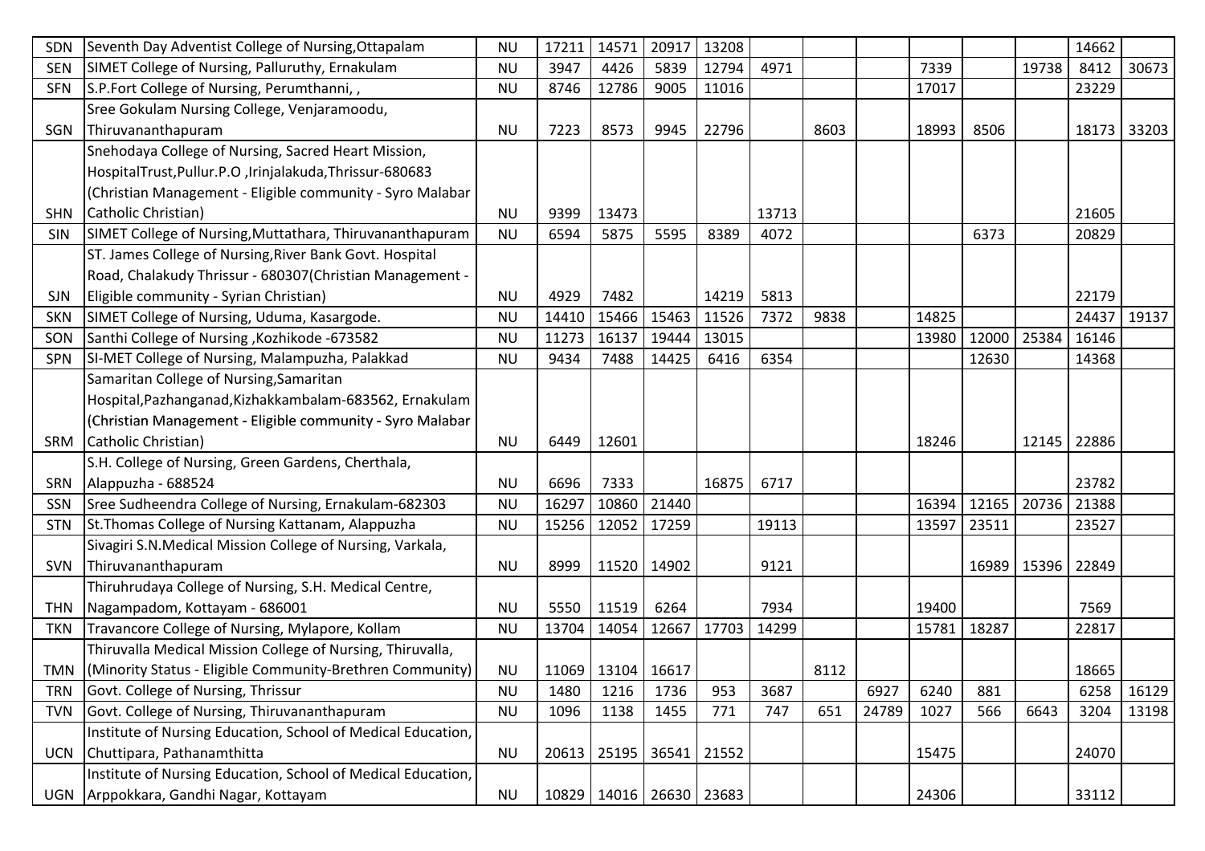| SDN | Seventh Day Adventist College of Nursing,Ottapalam | NU | 17211 | 14571 | 20917 | 13208 | | | | | | | 14662 | |
|---|---|---|---|---|---|---|---|---|---|---|---|---|---|---|
| SEN | SIMET College of Nursing, Palluruthy, Ernakulam | NU | 3947 | 4426 | 5839 | 12794 | 4971 | | | 7339 | | 19738 | 8412 | 30673 |
| SFN | S.P.Fort College of Nursing, Perumthanni, , | NU | 8746 | 12786 | 9005 | 11016 | | | | 17017 | | | 23229 | |
| SGN | Sree Gokulam Nursing College, Venjaramoodu, Thiruvananthapuram | NU | 7223 | 8573 | 9945 | 22796 | | 8603 | | 18993 | 8506 | | 18173 | 33203 |
| SHN | Snehodaya College of Nursing, Sacred Heart Mission, HospitalTrust,Pullur.P.O ,Irinjalakuda,Thrissur-680683 (Christian Management - Eligible community - Syro Malabar Catholic Christian) | NU | 9399 | 13473 | | | 13713 | | | | | | 21605 | |
| SIN | SIMET College of Nursing,Muttathara, Thiruvananthapuram | NU | 6594 | 5875 | 5595 | 8389 | 4072 | | | | 6373 | | 20829 | |
| SJN | ST. James College of Nursing,River Bank Govt. Hospital Road, Chalakudy Thrissur - 680307(Christian Management - Eligible community - Syrian Christian) | NU | 4929 | 7482 | | 14219 | 5813 | | | | | | 22179 | |
| SKN | SIMET College of Nursing, Uduma, Kasargode. | NU | 14410 | 15466 | 15463 | 11526 | 7372 | 9838 | | 14825 | | | 24437 | 19137 |
| SON | Santhi College of Nursing ,Kozhikode -673582 | NU | 11273 | 16137 | 19444 | 13015 | | | | 13980 | 12000 | 25384 | 16146 | |
| SPN | SI-MET College of Nursing, Malampuzha, Palakkad | NU | 9434 | 7488 | 14425 | 6416 | 6354 | | | | 12630 | | 14368 | |
| SRM | Samaritan College of Nursing,Samaritan Hospital,Pazhanganad,Kizhakkambalam-683562, Ernakulam (Christian Management - Eligible community - Syro Malabar Catholic Christian) | NU | 6449 | 12601 | | | | | | 18246 | | 12145 | 22886 | |
| SRN | S.H. College of Nursing, Green Gardens, Cherthala, Alappuzha - 688524 | NU | 6696 | 7333 | | 16875 | 6717 | | | | | | 23782 | |
| SSN | Sree Sudheendra College of Nursing, Ernakulam-682303 | NU | 16297 | 10860 | 21440 | | | | | 16394 | 12165 | 20736 | 21388 | |
| STN | St.Thomas College of Nursing Kattanam, Alappuzha | NU | 15256 | 12052 | 17259 | | 19113 | | | 13597 | 23511 | | 23527 | |
| SVN | Sivagiri S.N.Medical Mission College of Nursing, Varkala, Thiruvananthapuram | NU | 8999 | 11520 | 14902 | | 9121 | | | | 16989 | 15396 | 22849 | |
| THN | Thiruhrudaya College of Nursing, S.H. Medical Centre, Nagampadom, Kottayam - 686001 | NU | 5550 | 11519 | 6264 | | 7934 | | | 19400 | | | 7569 | |
| TKN | Travancore College of Nursing, Mylapore, Kollam | NU | 13704 | 14054 | 12667 | 17703 | 14299 | | | 15781 | 18287 | | 22817 | |
| TMN | Thiruvalla Medical Mission College of Nursing, Thiruvalla, (Minority Status - Eligible Community-Brethren Community) | NU | 11069 | 13104 | 16617 | | | 8112 | | | | | 18665 | |
| TRN | Govt. College of Nursing, Thrissur | NU | 1480 | 1216 | 1736 | 953 | 3687 | | 6927 | 6240 | 881 | | 6258 | 16129 |
| TVN | Govt. College of Nursing, Thiruvananthapuram | NU | 1096 | 1138 | 1455 | 771 | 747 | 651 | 24789 | 1027 | 566 | 6643 | 3204 | 13198 |
| UCN | Institute of Nursing Education, School of Medical Education, Chuttipara, Pathanamthitta | NU | 20613 | 25195 | 36541 | 21552 | | | | 15475 | | | 24070 | |
| UGN | Institute of Nursing Education, School of Medical Education, Arppokkara, Gandhi Nagar, Kottayam | NU | 10829 | 14016 | 26630 | 23683 | | | | 24306 | | | 33112 | |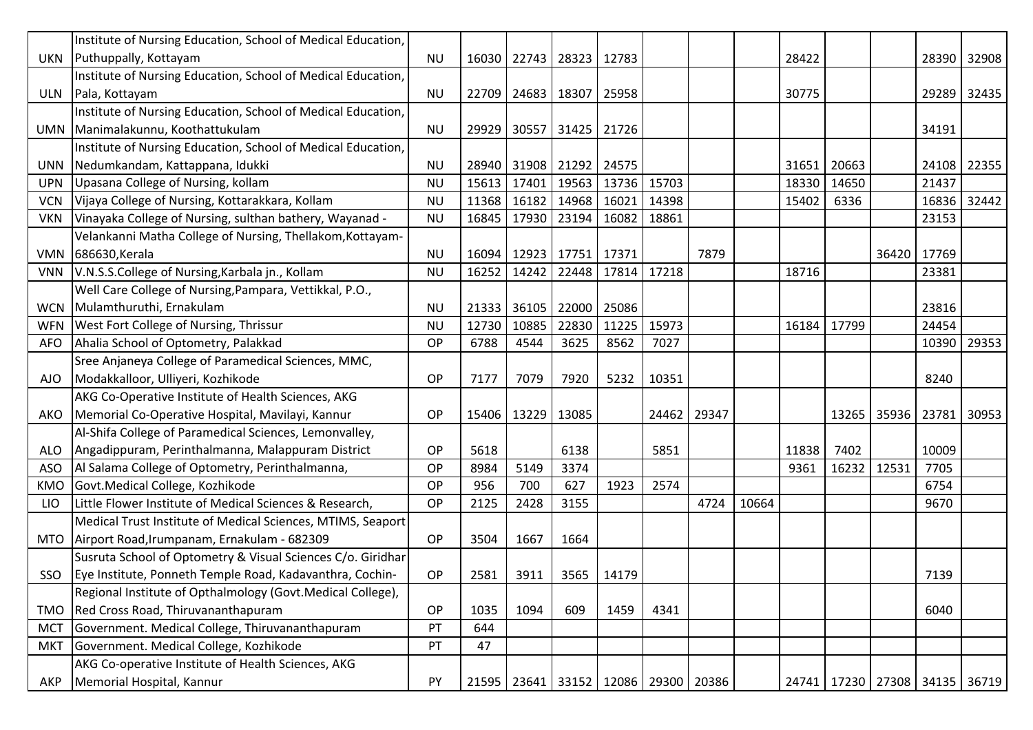| | | | | | | | | | | | | | | |
|---|---|---|---|---|---|---|---|---|---|---|---|---|---|---|
| UKN | Institute of Nursing Education, School of Medical Education, Puthuppally, Kottayam | NU | 16030 | 22743 | 28323 | 12783 | | | | 28422 | | | 28390 | 32908 |
| ULN | Institute of Nursing Education, School of Medical Education, Pala, Kottayam | NU | 22709 | 24683 | 18307 | 25958 | | | | 30775 | | | 29289 | 32435 |
| UMN | Institute of Nursing Education, School of Medical Education, Manimalakunnu, Koothattukulam | NU | 29929 | 30557 | 31425 | 21726 | | | | | | | 34191 | |
| UNN | Institute of Nursing Education, School of Medical Education, Nedumkandam, Kattappana, Idukki | NU | 28940 | 31908 | 21292 | 24575 | | | | 31651 | 20663 | | 24108 | 22355 |
| UPN | Upasana College of Nursing, kollam | NU | 15613 | 17401 | 19563 | 13736 | 15703 | | | 18330 | 14650 | | 21437 | |
| VCN | Vijaya College of Nursing, Kottarakkara, Kollam | NU | 11368 | 16182 | 14968 | 16021 | 14398 | | | 15402 | 6336 | | 16836 | 32442 |
| VKN | Vinayaka College of Nursing, sulthan bathery, Wayanad - | NU | 16845 | 17930 | 23194 | 16082 | 18861 | | | | | | 23153 | |
| VMN | Velankanni Matha College of Nursing, Thellakom,Kottayam-686630,Kerala | NU | 16094 | 12923 | 17751 | 17371 | | 7879 | | | | 36420 | 17769 | |
| VNN | V.N.S.S.College of Nursing,Karbala jn., Kollam | NU | 16252 | 14242 | 22448 | 17814 | 17218 | | | 18716 | | | 23381 | |
| WCN | Well Care College of Nursing,Pampara, Vettikkal, P.O., Mulamthuruthi, Ernakulam | NU | 21333 | 36105 | 22000 | 25086 | | | | | | | 23816 | |
| WFN | West Fort College of Nursing, Thrissur | NU | 12730 | 10885 | 22830 | 11225 | 15973 | | | 16184 | 17799 | | 24454 | |
| AFO | Ahalia School of Optometry, Palakkad | OP | 6788 | 4544 | 3625 | 8562 | 7027 | | | | | | 10390 | 29353 |
| AJO | Sree Anjaneya College of Paramedical Sciences, MMC, Modakkalloor, Ulliyeri, Kozhikode | OP | 7177 | 7079 | 7920 | 5232 | 10351 | | | | | | 8240 | |
| AKO | AKG Co-Operative Institute of Health Sciences, AKG Memorial Co-Operative Hospital, Mavilayi, Kannur | OP | 15406 | 13229 | 13085 | | 24462 | 29347 | | | 13265 | 35936 | 23781 | 30953 |
| ALO | Al-Shifa College of Paramedical Sciences, Lemonvalley, Angadippuram, Perinthalmanna, Malappuram District | OP | 5618 | | 6138 | | 5851 | | | 11838 | 7402 | | 10009 | |
| ASO | Al Salama College of Optometry, Perinthalmanna, | OP | 8984 | 5149 | 3374 | | | | | 9361 | 16232 | 12531 | 7705 | |
| KMO | Govt.Medical College, Kozhikode | OP | 956 | 700 | 627 | 1923 | 2574 | | | | | | 6754 | |
| LIO | Little Flower Institute of Medical Sciences & Research, | OP | 2125 | 2428 | 3155 | | | 4724 | 10664 | | | | 9670 | |
| MTO | Medical Trust Institute of Medical Sciences, MTIMS, Seaport Airport Road,Irumpanam, Ernakulam - 682309 | OP | 3504 | 1667 | 1664 | | | | | | | | | |
| SSO | Susruta School of Optometry & Visual Sciences C/o. Giridhar Eye Institute, Ponneth Temple Road, Kadavanthra, Cochin- | OP | 2581 | 3911 | 3565 | 14179 | | | | | | | 7139 | |
| TMO | Regional Institute of Opthalmology (Govt.Medical College), Red Cross Road, Thiruvananthapuram | OP | 1035 | 1094 | 609 | 1459 | 4341 | | | | | | 6040 | |
| MCT | Government. Medical College, Thiruvananthapuram | PT | 644 | | | | | | | | | | | |
| MKT | Government. Medical College, Kozhikode | PT | 47 | | | | | | | | | | | |
| AKP | AKG Co-operative Institute of Health Sciences, AKG Memorial Hospital, Kannur | PY | 21595 | 23641 | 33152 | 12086 | 29300 | 20386 | | 24741 | 17230 | 27308 | 34135 | 36719 |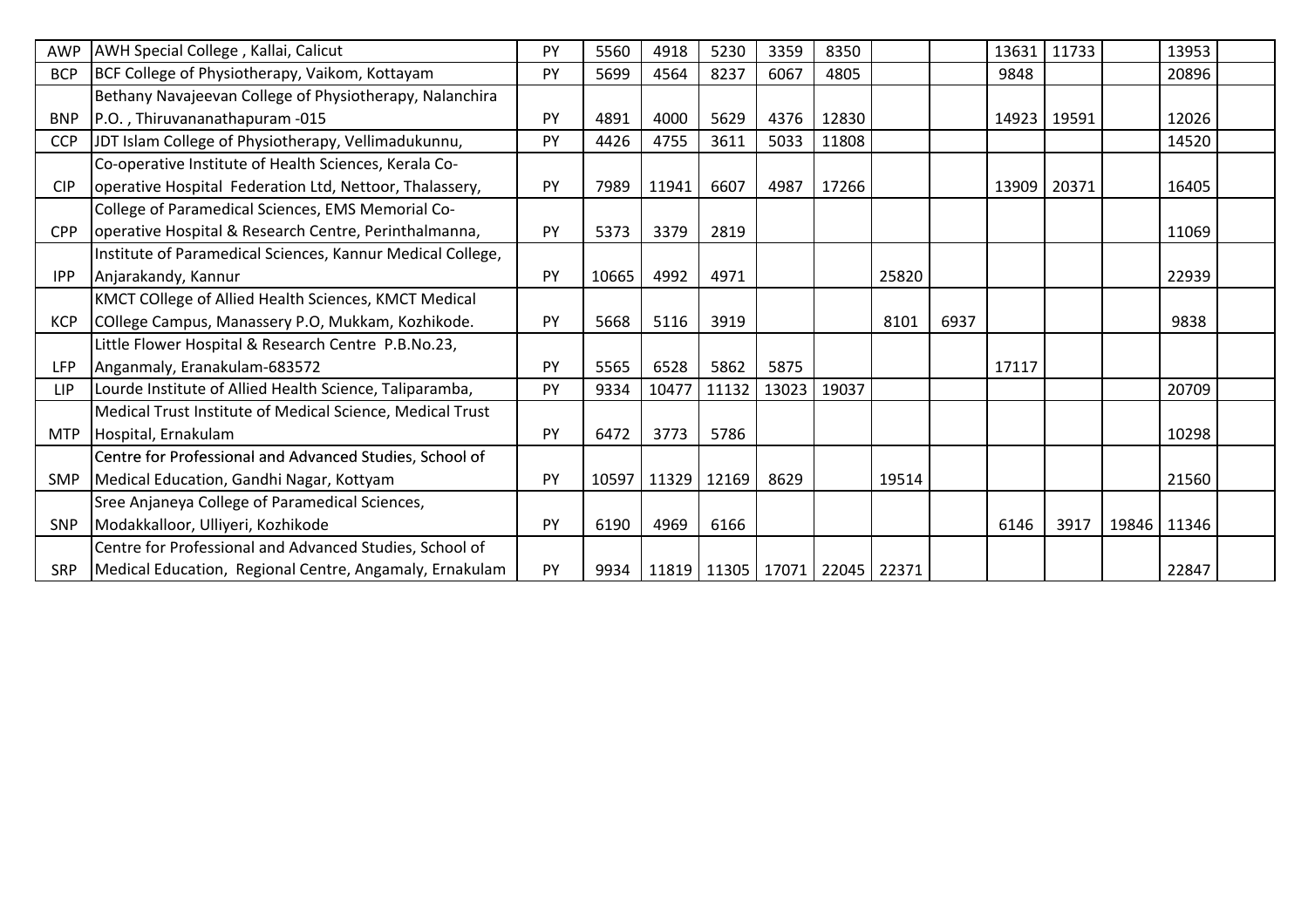| | | | | | | | | | | | | | | |
|---|---|---|---|---|---|---|---|---|---|---|---|---|---|---|
| AWP | AWH Special College , Kallai, Calicut | PY | 5560 | 4918 | 5230 | 3359 | 8350 | | | 13631 | 11733 | | 13953 | |
| BCP | BCF College of Physiotherapy, Vaikom, Kottayam | PY | 5699 | 4564 | 8237 | 6067 | 4805 | | | 9848 | | | 20896 | |
| BNP | Bethany Navajeevan College of Physiotherapy, Nalanchira P.O. , Thiruvananthapuram -015 | PY | 4891 | 4000 | 5629 | 4376 | 12830 | | | 14923 | 19591 | | 12026 | |
| CCP | JDT Islam College of Physiotherapy, Vellimadukunnu, | PY | 4426 | 4755 | 3611 | 5033 | 11808 | | | | | | 14520 | |
| CIP | Co-operative Institute of Health Sciences, Kerala Co-operative Hospital Federation Ltd, Nettoor, Thalassery, | PY | 7989 | 11941 | 6607 | 4987 | 17266 | | | 13909 | 20371 | | 16405 | |
| CPP | College of Paramedical Sciences, EMS Memorial Co-operative Hospital & Research Centre, Perinthalmanna, | PY | 5373 | 3379 | 2819 | | | | | | | | 11069 | |
| IPP | Institute of Paramedical Sciences, Kannur Medical College, Anjarakandy, Kannur | PY | 10665 | 4992 | 4971 | | | 25820 | | | | | 22939 | |
| KCP | KMCT COllege of Allied Health Sciences, KMCT Medical COllege Campus, Manassery P.O, Mukkam, Kozhikode. | PY | 5668 | 5116 | 3919 | | | 8101 | 6937 | | | | 9838 | |
| LFP | Little Flower Hospital & Research Centre P.B.No.23, Anganmaly, Eranakulam-683572 | PY | 5565 | 6528 | 5862 | 5875 | | | | 17117 | | | | |
| LIP | Lourde Institute of Allied Health Science, Taliparamba, | PY | 9334 | 10477 | 11132 | 13023 | 19037 | | | | | | 20709 | |
| MTP | Medical Trust Institute of Medical Science, Medical Trust Hospital, Ernakulam | PY | 6472 | 3773 | 5786 | | | | | | | | 10298 | |
| SMP | Centre for Professional and Advanced Studies, School of Medical Education, Gandhi Nagar, Kottyam | PY | 10597 | 11329 | 12169 | 8629 | | 19514 | | | | | 21560 | |
| SNP | Sree Anjaneya College of Paramedical Sciences, Modakkalloor, Ulliyeri, Kozhikode | PY | 6190 | 4969 | 6166 | | | | | 6146 | 3917 | 19846 | 11346 | |
| SRP | Centre for Professional and Advanced Studies, School of Medical Education, Regional Centre, Angamaly, Ernakulam | PY | 9934 | 11819 | 11305 | 17071 | 22045 | 22371 | | | | | 22847 | |